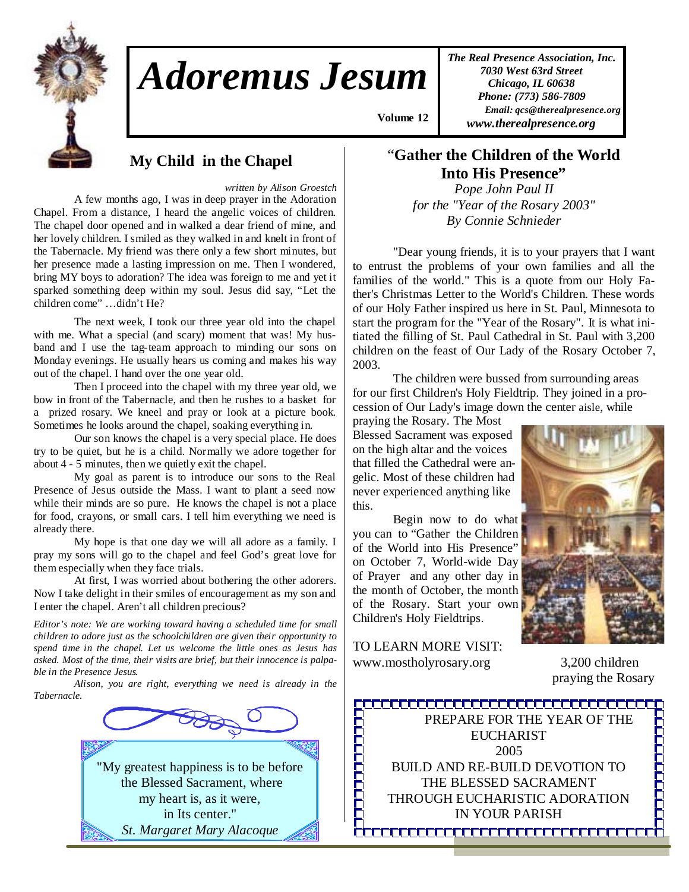# Adoremus Jesum

Volume 12

*The Real Presence Association, Inc.*
*7030 West 63rd Street*
*Chicago, IL 60638*
*Phone: (773) 586-7809*
*Email: qcs@therealpresence.org*
*www.therealpresence.org*

## My Child in the Chapel

*written by Alison Groestch*

A few months ago, I was in deep prayer in the Adoration Chapel. From a distance, I heard the angelic voices of children. The chapel door opened and in walked a dear friend of mine, and her lovely children. I smiled as they walked in and knelt in front of the Tabernacle. My friend was there only a few short minutes, but her presence made a lasting impression on me. Then I wondered, bring MY boys to adoration? The idea was foreign to me and yet it sparked something deep within my soul. Jesus did say, "Let the children come" …didn't He?

The next week, I took our three year old into the chapel with me. What a special (and scary) moment that was! My husband and I use the tag-team approach to minding our sons on Monday evenings. He usually hears us coming and makes his way out of the chapel. I hand over the one year old.

Then I proceed into the chapel with my three year old, we bow in front of the Tabernacle, and then he rushes to a basket for a prized rosary. We kneel and pray or look at a picture book. Sometimes he looks around the chapel, soaking everything in.

Our son knows the chapel is a very special place. He does try to be quiet, but he is a child. Normally we adore together for about 4 - 5 minutes, then we quietly exit the chapel.

My goal as parent is to introduce our sons to the Real Presence of Jesus outside the Mass. I want to plant a seed now while their minds are so pure. He knows the chapel is not a place for food, crayons, or small cars. I tell him everything we need is already there.

My hope is that one day we will all adore as a family. I pray my sons will go to the chapel and feel God's great love for them especially when they face trials.

At first, I was worried about bothering the other adorers. Now I take delight in their smiles of encouragement as my son and I enter the chapel. Aren't all children precious?

*Editor's note: We are working toward having a scheduled time for small children to adore just as the schoolchildren are given their opportunity to spend time in the chapel. Let us welcome the little ones as Jesus has asked. Most of the time, their visits are brief, but their innocence is palpable in the Presence Jesus.*

*Alison, you are right, everything we need is already in the Tabernacle.*

> "My greatest happiness is to be before the Blessed Sacrament, where my heart is, as it were, in Its center."
> *St. Margaret Mary Alacoque*

## "Gather the Children of the World Into His Presence"

*Pope John Paul II*
*for the "Year of the Rosary 2003"*
*By Connie Schnieder*

"Dear young friends, it is to your prayers that I want to entrust the problems of your own families and all the families of the world." This is a quote from our Holy Father's Christmas Letter to the World's Children. These words of our Holy Father inspired us here in St. Paul, Minnesota to start the program for the "Year of the Rosary". It is what initiated the filling of St. Paul Cathedral in St. Paul with 3,200 children on the feast of Our Lady of the Rosary October 7, 2003.

The children were bussed from surrounding areas for our first Children's Holy Fieldtrip. They joined in a procession of Our Lady's image down the center aisle, while praying the Rosary. The Most Blessed Sacrament was exposed on the high altar and the voices that filled the Cathedral were angelic. Most of these children had never experienced anything like this.

Begin now to do what you can to "Gather the Children of the World into His Presence" on October 7, World-wide Day of Prayer and any other day in the month of October, the month of the Rosary. Start your own Children's Holy Fieldtrips.

TO LEARN MORE VISIT:
www.mostholyrosary.org

3,200 children praying the Rosary

PREPARE FOR THE YEAR OF THE EUCHARIST
2005
BUILD AND RE-BUILD DEVOTION TO THE BLESSED SACRAMENT THROUGH EUCHARISTIC ADORATION IN YOUR PARISH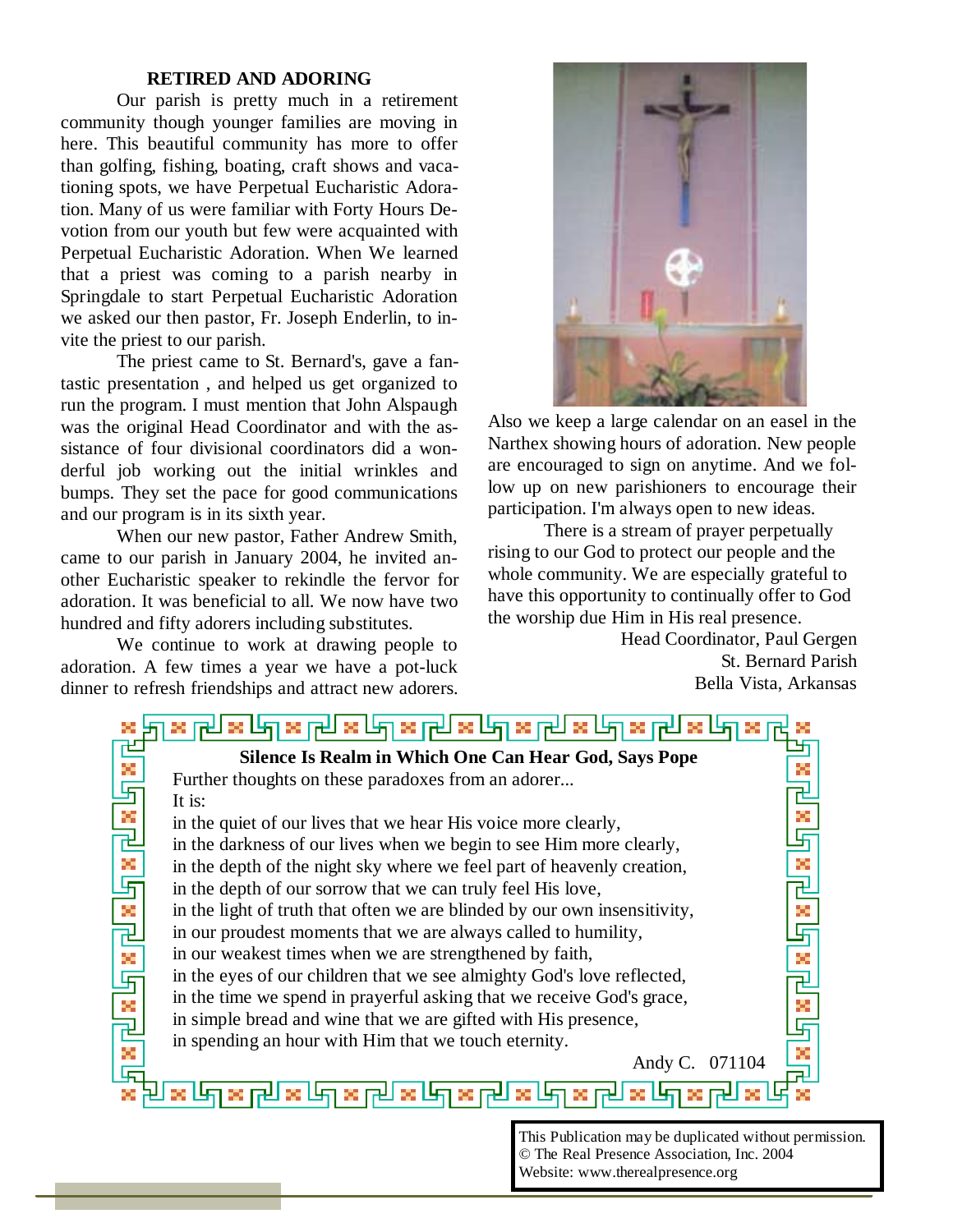## RETIRED AND ADORING

Our parish is pretty much in a retirement community though younger families are moving in here. This beautiful community has more to offer than golfing, fishing, boating, craft shows and vacationing spots, we have Perpetual Eucharistic Adoration. Many of us were familiar with Forty Hours Devotion from our youth but few were acquainted with Perpetual Eucharistic Adoration. When We learned that a priest was coming to a parish nearby in Springdale to start Perpetual Eucharistic Adoration we asked our then pastor, Fr. Joseph Enderlin, to invite the priest to our parish.

The priest came to St. Bernard's, gave a fantastic presentation , and helped us get organized to run the program. I must mention that John Alspaugh was the original Head Coordinator and with the assistance of four divisional coordinators did a wonderful job working out the initial wrinkles and bumps. They set the pace for good communications and our program is in its sixth year.

When our new pastor, Father Andrew Smith, came to our parish in January 2004, he invited another Eucharistic speaker to rekindle the fervor for adoration. It was beneficial to all. We now have two hundred and fifty adorers including substitutes.

We continue to work at drawing people to adoration. A few times a year we have a pot-luck dinner to refresh friendships and attract new adorers. Also we keep a large calendar on an easel in the Narthex showing hours of adoration. New people are encouraged to sign on anytime. And we follow up on new parishioners to encourage their participation. I'm always open to new ideas.

There is a stream of prayer perpetually rising to our God to protect our people and the whole community. We are especially grateful to have this opportunity to continually offer to God the worship due Him in His real presence.

Head Coordinator, Paul Gergen
St. Bernard Parish
Bella Vista, Arkansas

---

**Silence Is Realm in Which One Can Hear God, Says Pope**

Further thoughts on these paradoxes from an adorer...

It is:

in the quiet of our lives that we hear His voice more clearly,
in the darkness of our lives when we begin to see Him more clearly,
in the depth of the night sky where we feel part of heavenly creation,
in the depth of our sorrow that we can truly feel His love,
in the light of truth that often we are blinded by our own insensitivity,
in our proudest moments that we are always called to humility,
in our weakest times when we are strengthened by faith,
in the eyes of our children that we see almighty God's love reflected,
in the time we spend in prayerful asking that we receive God's grace,
in simple bread and wine that we are gifted with His presence,
in spending an hour with Him that we touch eternity.

Andy C. 071104

---

This Publication may be duplicated without permission.
© The Real Presence Association, Inc. 2004
Website: www.therealpresence.org